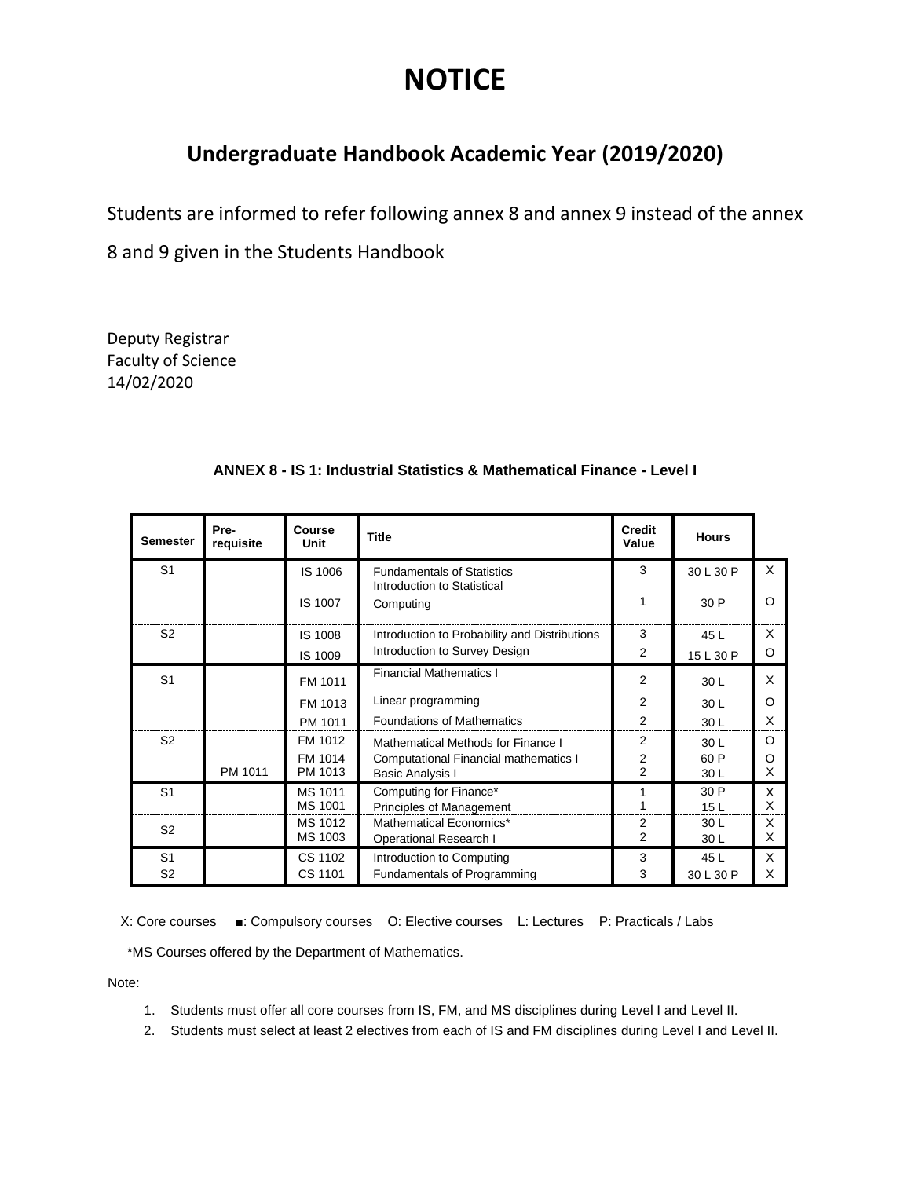# NOTICE

## Undergraduate Handbook Academic Year (2019/2020)

Students are informed to refer following annex 8 and annex 9 instead of the annex 8 and 9 given in the Students Handbook

Deputy Registrar
Faculty of Science
14/02/2020

### ANNEX 8 - IS 1: Industrial Statistics & Mathematical Finance - Level I

| Semester | Pre-requisite | Course Unit | Title | Credit Value | Hours | |
|---|---|---|---|---|---|---|
| S1 | | IS 1006 | Fundamentals of Statistics | 3 | 30 L 30 P | X |
| | | IS 1007 | Introduction to Statistical Computing | 1 | 30 P | O |
| S2 | | IS 1008 | Introduction to Probability and Distributions | 3 | 45 L | X |
| | | IS 1009 | Introduction to Survey Design | 2 | 15 L 30 P | O |
| S1 | | FM 1011 | Financial Mathematics I | 2 | 30 L | X |
| | | FM 1013 | Linear programming | 2 | 30 L | O |
| | | PM 1011 | Foundations of Mathematics | 2 | 30 L | X |
| S2 | | FM 1012 | Mathematical Methods for Finance I | 2 | 30 L | O |
| | | FM 1014 | Computational Financial mathematics I | 2 | 60 P | O |
| | PM 1011 | PM 1013 | Basic Analysis I | 2 | 30 L | X |
| S1 | | MS 1011 | Computing for Finance* | 1 | 30 P | X |
| | | MS 1001 | Principles of Management | 1 | 15 L | X |
| S2 | | MS 1012 | Mathematical Economics* | 2 | 30 L | X |
| | | MS 1003 | Operational Research I | 2 | 30 L | X |
| S1 | | CS 1102 | Introduction to Computing | 3 | 45 L | X |
| S2 | | CS 1101 | Fundamentals of Programming | 3 | 30 L 30 P | X |

X: Core courses ■: Compulsory courses O: Elective courses L: Lectures P: Practicals / Labs

*MS Courses offered by the Department of Mathematics.

Note:

1. Students must offer all core courses from IS, FM, and MS disciplines during Level I and Level II.
2. Students must select at least 2 electives from each of IS and FM disciplines during Level I and Level II.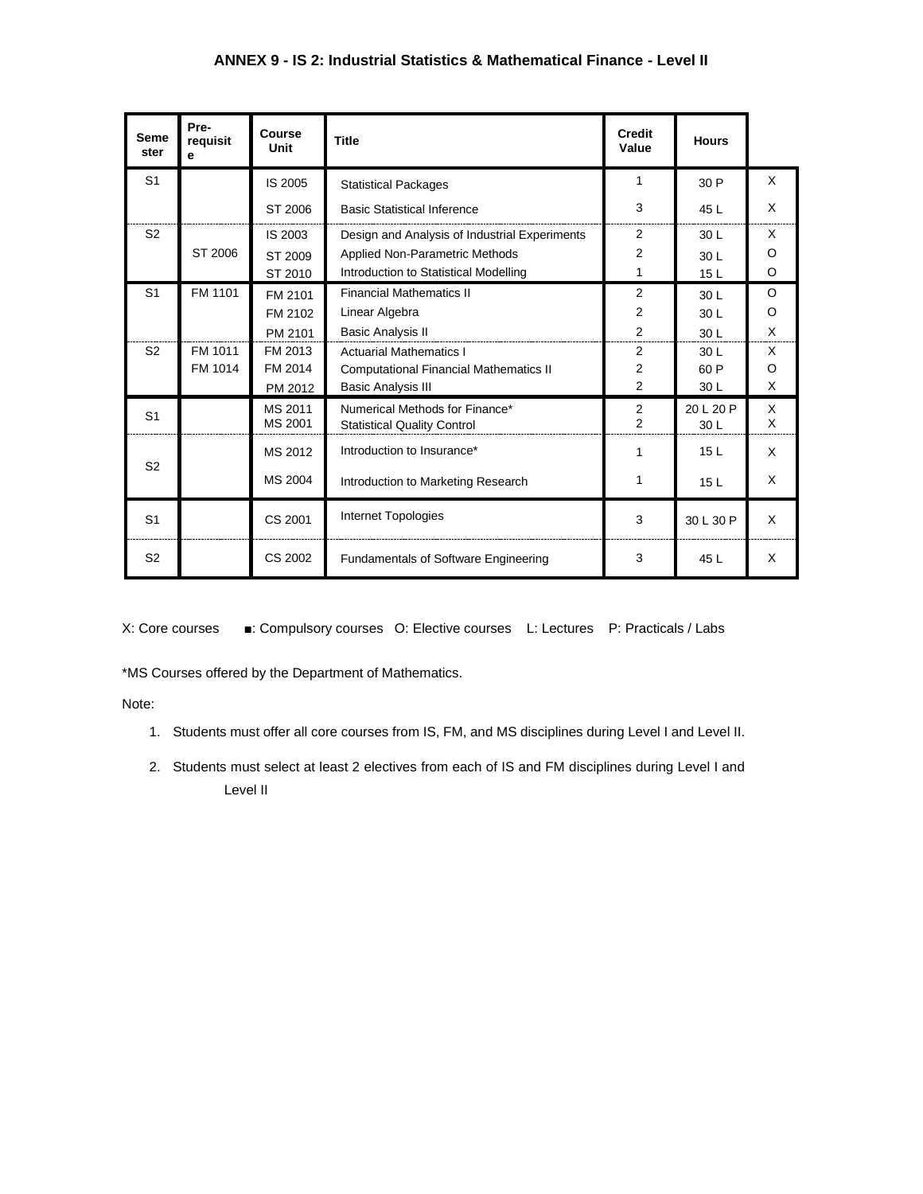### ANNEX 9 - IS 2: Industrial Statistics & Mathematical Finance - Level II

| Semester | Pre-requisite | Course Unit | Title | Credit Value | Hours | |
|---|---|---|---|---|---|---|
| S1 | | IS 2005 | Statistical Packages | 1 | 30 P | X |
| | | ST 2006 | Basic Statistical Inference | 3 | 45 L | X |
| S2 | | IS 2003 | Design and Analysis of Industrial Experiments | 2 | 30 L | X |
| | ST 2006 | ST 2009 | Applied Non-Parametric Methods | 2 | 30 L | O |
| | | ST 2010 | Introduction to Statistical Modelling | 1 | 15 L | O |
| S1 | FM 1101 | FM 2101 | Financial Mathematics II | 2 | 30 L | O |
| | | FM 2102 | Linear Algebra | 2 | 30 L | O |
| | | PM 2101 | Basic Analysis II | 2 | 30 L | X |
| S2 | FM 1011 | FM 2013 | Actuarial Mathematics I | 2 | 30 L | X |
| | FM 1014 | FM 2014 | Computational Financial Mathematics II | 2 | 60 P | O |
| | | PM 2012 | Basic Analysis III | 2 | 30 L | X |
| S1 | | MS 2011 | Numerical Methods for Finance* | 2 | 20 L 20 P | X |
| | | MS 2001 | Statistical Quality Control | 2 | 30 L | X |
| S2 | | MS 2012 | Introduction to Insurance* | 1 | 15 L | X |
| | | MS 2004 | Introduction to Marketing Research | 1 | 15 L | X |
| S1 | | CS 2001 | Internet Topologies | 3 | 30 L 30 P | X |
| S2 | | CS 2002 | Fundamentals of Software Engineering | 3 | 45 L | X |

X: Core courses ■: Compulsory courses O: Elective courses L: Lectures P: Practicals / Labs

*MS Courses offered by the Department of Mathematics.

Note:

1. Students must offer all core courses from IS, FM, and MS disciplines during Level I and Level II.
2. Students must select at least 2 electives from each of IS and FM disciplines during Level I and Level II